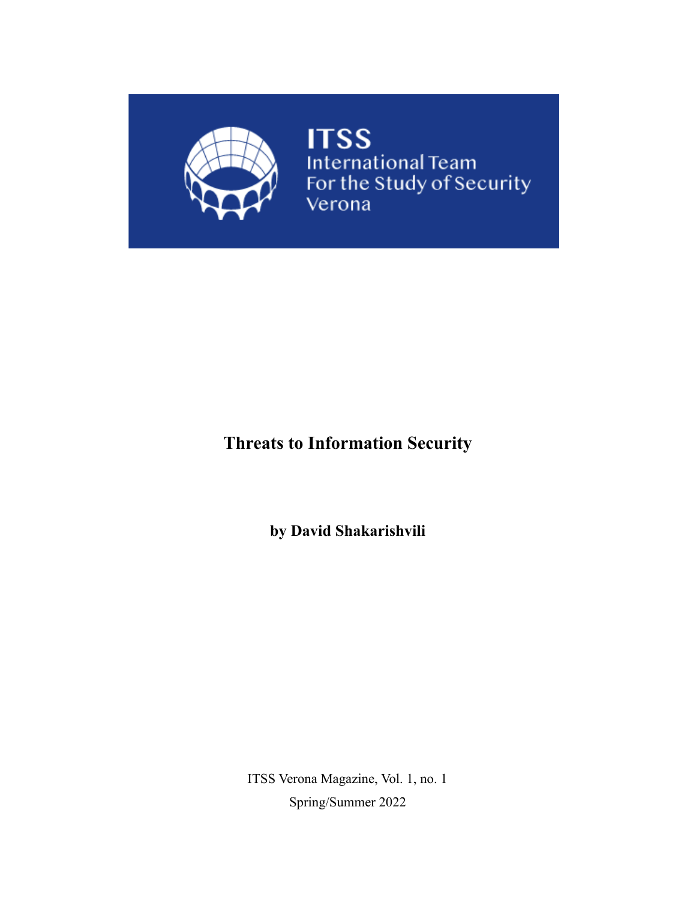ITSS
International Team
For the Study of Security
Verona

# Threats to Information Security

**by David Shakarishvili**

ITSS Verona Magazine, Vol. 1, no. 1

Spring/Summer 2022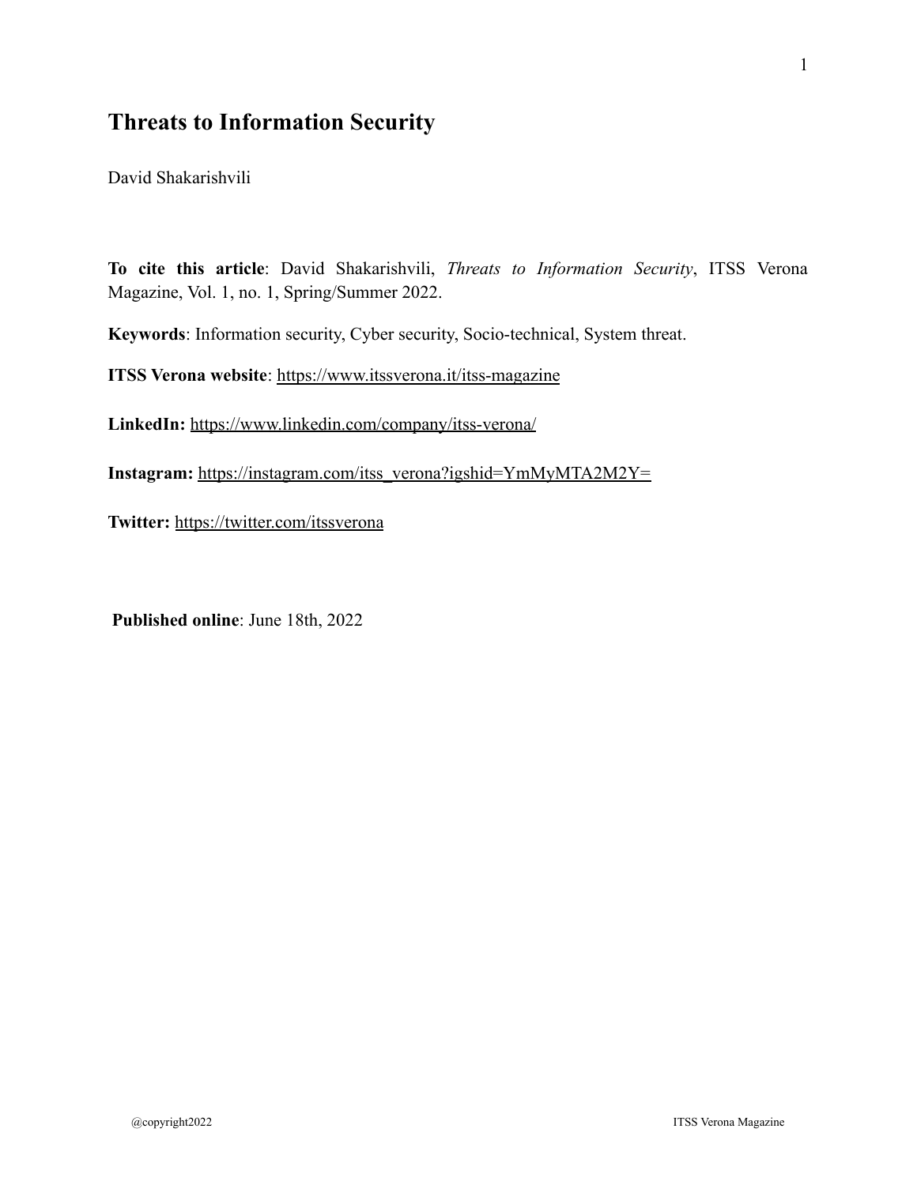# Threats to Information Security

David Shakarishvili

**To cite this article**: David Shakarishvili, *Threats to Information Security*, ITSS Verona Magazine, Vol. 1, no. 1, Spring/Summer 2022.

**Keywords**: Information security, Cyber security, Socio-technical, System threat.

**ITSS Verona website**: https://www.itssverona.it/itss-magazine

**LinkedIn:** https://www.linkedin.com/company/itss-verona/

**Instagram:** https://instagram.com/itss_verona?igshid=YmMyMTA2M2Y=

**Twitter:** https://twitter.com/itssverona

**Published online**: June 18th, 2022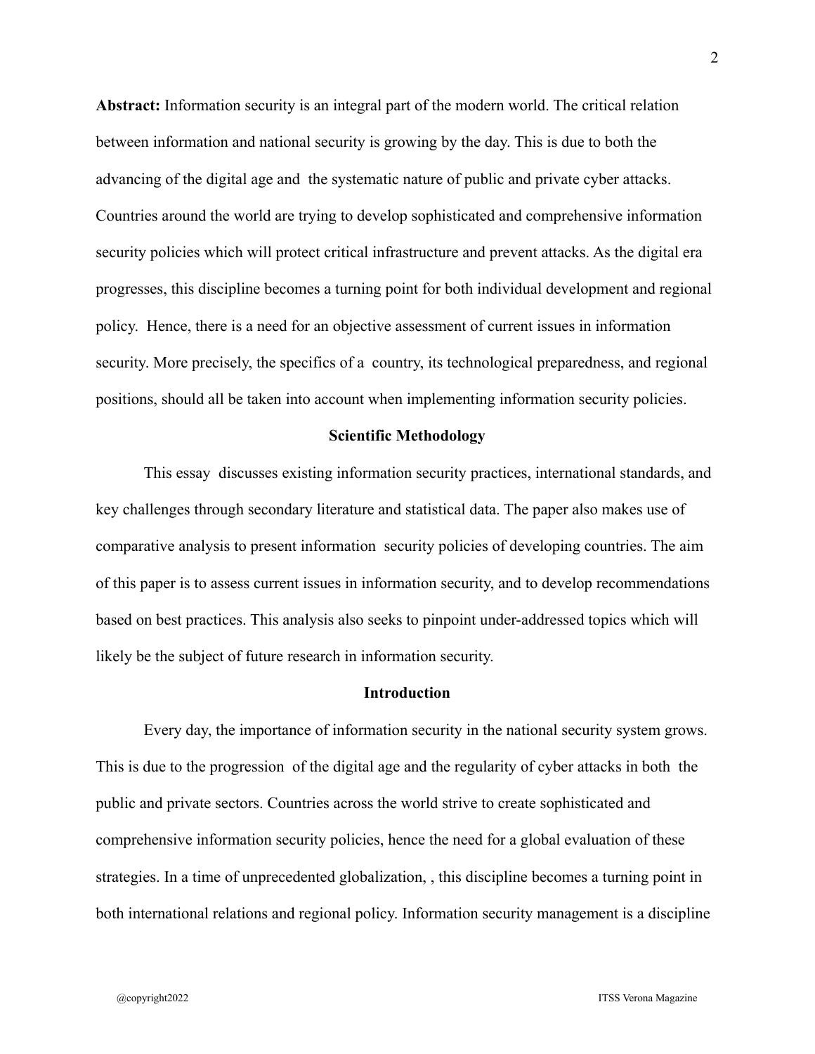**Abstract:** Information security is an integral part of the modern world. The critical relation between information and national security is growing by the day. This is due to both the advancing of the digital age and the systematic nature of public and private cyber attacks. Countries around the world are trying to develop sophisticated and comprehensive information security policies which will protect critical infrastructure and prevent attacks. As the digital era progresses, this discipline becomes a turning point for both individual development and regional policy. Hence, there is a need for an objective assessment of current issues in information security. More precisely, the specifics of a country, its technological preparedness, and regional positions, should all be taken into account when implementing information security policies.

## Scientific Methodology

This essay discusses existing information security practices, international standards, and key challenges through secondary literature and statistical data. The paper also makes use of comparative analysis to present information security policies of developing countries. The aim of this paper is to assess current issues in information security, and to develop recommendations based on best practices. This analysis also seeks to pinpoint under-addressed topics which will likely be the subject of future research in information security.

## Introduction

Every day, the importance of information security in the national security system grows. This is due to the progression of the digital age and the regularity of cyber attacks in both the public and private sectors. Countries across the world strive to create sophisticated and comprehensive information security policies, hence the need for a global evaluation of these strategies. In a time of unprecedented globalization, , this discipline becomes a turning point in both international relations and regional policy. Information security management is a discipline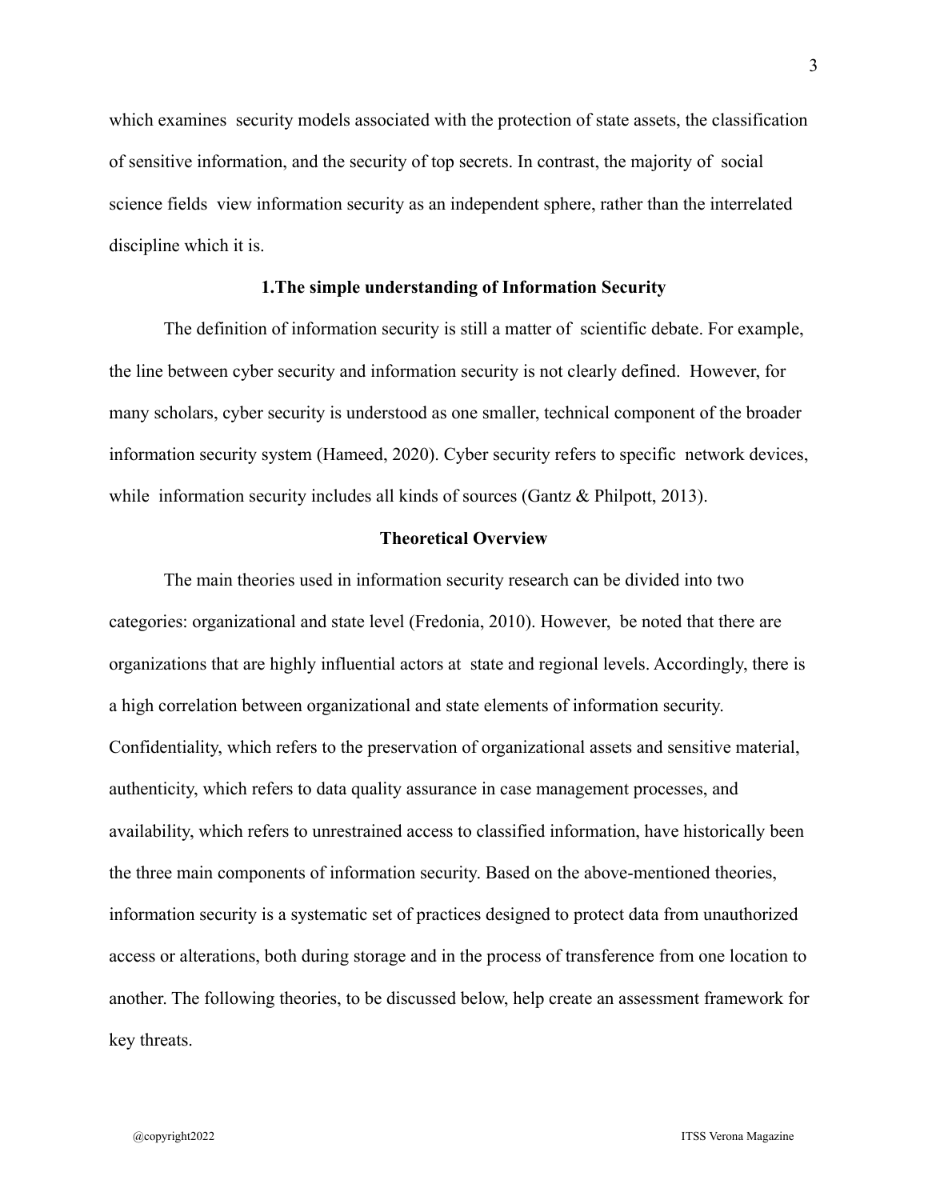which examines security models associated with the protection of state assets, the classification of sensitive information, and the security of top secrets. In contrast, the majority of social science fields view information security as an independent sphere, rather than the interrelated discipline which it is.

## 1.The simple understanding of Information Security

The definition of information security is still a matter of scientific debate. For example, the line between cyber security and information security is not clearly defined. However, for many scholars, cyber security is understood as one smaller, technical component of the broader information security system (Hameed, 2020). Cyber security refers to specific network devices, while information security includes all kinds of sources (Gantz & Philpott, 2013).

## Theoretical Overview

The main theories used in information security research can be divided into two categories: organizational and state level (Fredonia, 2010). However, be noted that there are organizations that are highly influential actors at state and regional levels. Accordingly, there is a high correlation between organizational and state elements of information security. Confidentiality, which refers to the preservation of organizational assets and sensitive material, authenticity, which refers to data quality assurance in case management processes, and availability, which refers to unrestrained access to classified information, have historically been the three main components of information security. Based on the above-mentioned theories, information security is a systematic set of practices designed to protect data from unauthorized access or alterations, both during storage and in the process of transference from one location to another. The following theories, to be discussed below, help create an assessment framework for key threats.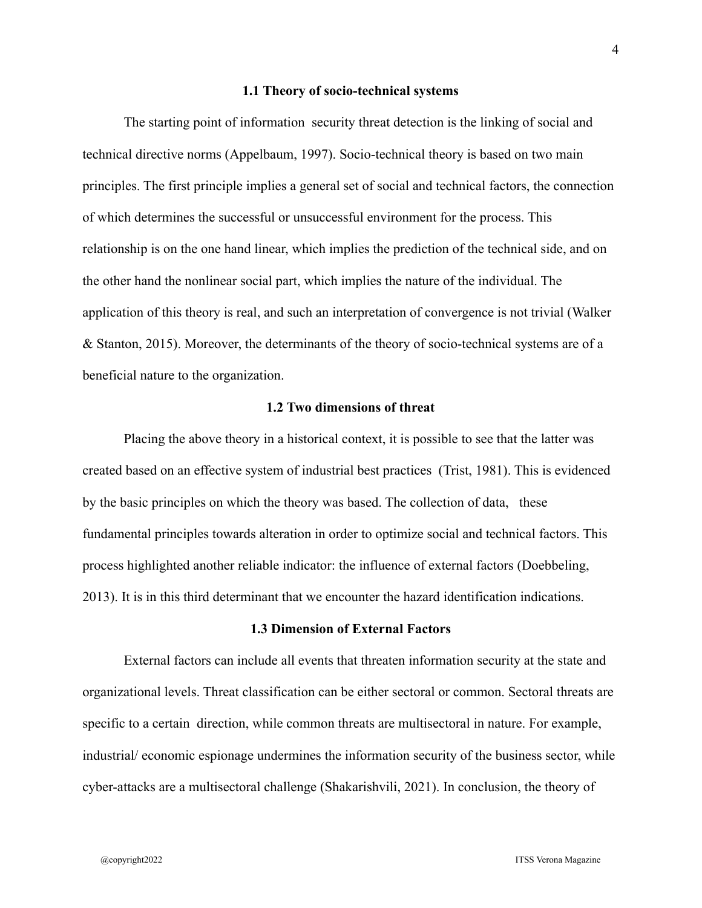### 1.1 Theory of socio-technical systems

The starting point of information security threat detection is the linking of social and technical directive norms (Appelbaum, 1997). Socio-technical theory is based on two main principles. The first principle implies a general set of social and technical factors, the connection of which determines the successful or unsuccessful environment for the process. This relationship is on the one hand linear, which implies the prediction of the technical side, and on the other hand the nonlinear social part, which implies the nature of the individual. The application of this theory is real, and such an interpretation of convergence is not trivial (Walker & Stanton, 2015). Moreover, the determinants of the theory of socio-technical systems are of a beneficial nature to the organization.

### 1.2 Two dimensions of threat

Placing the above theory in a historical context, it is possible to see that the latter was created based on an effective system of industrial best practices (Trist, 1981). This is evidenced by the basic principles on which the theory was based. The collection of data, these fundamental principles towards alteration in order to optimize social and technical factors. This process highlighted another reliable indicator: the influence of external factors (Doebbeling, 2013). It is in this third determinant that we encounter the hazard identification indications.

### 1.3 Dimension of External Factors

External factors can include all events that threaten information security at the state and organizational levels. Threat classification can be either sectoral or common. Sectoral threats are specific to a certain direction, while common threats are multisectoral in nature. For example, industrial/ economic espionage undermines the information security of the business sector, while cyber-attacks are a multisectoral challenge (Shakarishvili, 2021). In conclusion, the theory of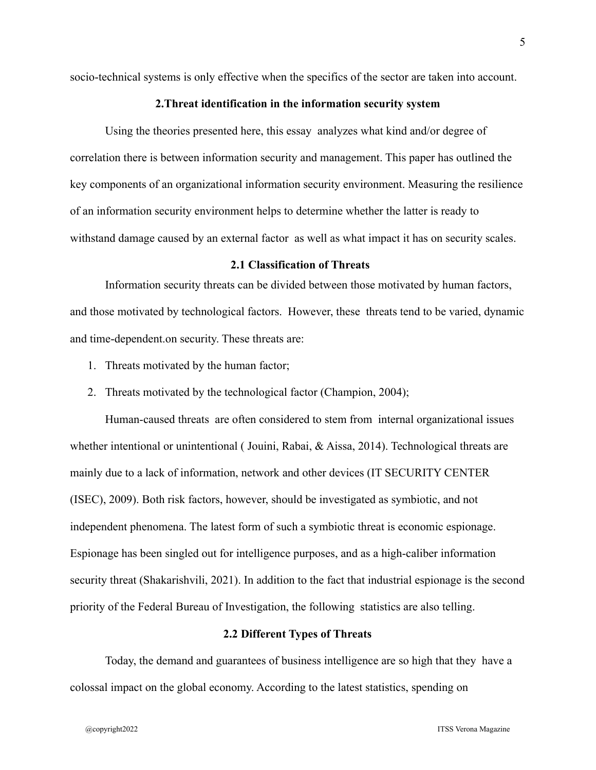socio-technical systems is only effective when the specifics of the sector are taken into account.

## 2.Threat identification in the information security system

Using the theories presented here, this essay analyzes what kind and/or degree of correlation there is between information security and management. This paper has outlined the key components of an organizational information security environment. Measuring the resilience of an information security environment helps to determine whether the latter is ready to withstand damage caused by an external factor as well as what impact it has on security scales.

### 2.1 Classification of Threats

Information security threats can be divided between those motivated by human factors, and those motivated by technological factors. However, these threats tend to be varied, dynamic and time-dependent.on security. These threats are:

1. Threats motivated by the human factor;
2. Threats motivated by the technological factor (Champion, 2004);

Human-caused threats are often considered to stem from internal organizational issues whether intentional or unintentional ( Jouini, Rabai, & Aissa, 2014). Technological threats are mainly due to a lack of information, network and other devices (IT SECURITY CENTER (ISEC), 2009). Both risk factors, however, should be investigated as symbiotic, and not independent phenomena. The latest form of such a symbiotic threat is economic espionage. Espionage has been singled out for intelligence purposes, and as a high-caliber information security threat (Shakarishvili, 2021). In addition to the fact that industrial espionage is the second priority of the Federal Bureau of Investigation, the following statistics are also telling.

### 2.2 Different Types of Threats

Today, the demand and guarantees of business intelligence are so high that they have a colossal impact on the global economy. According to the latest statistics, spending on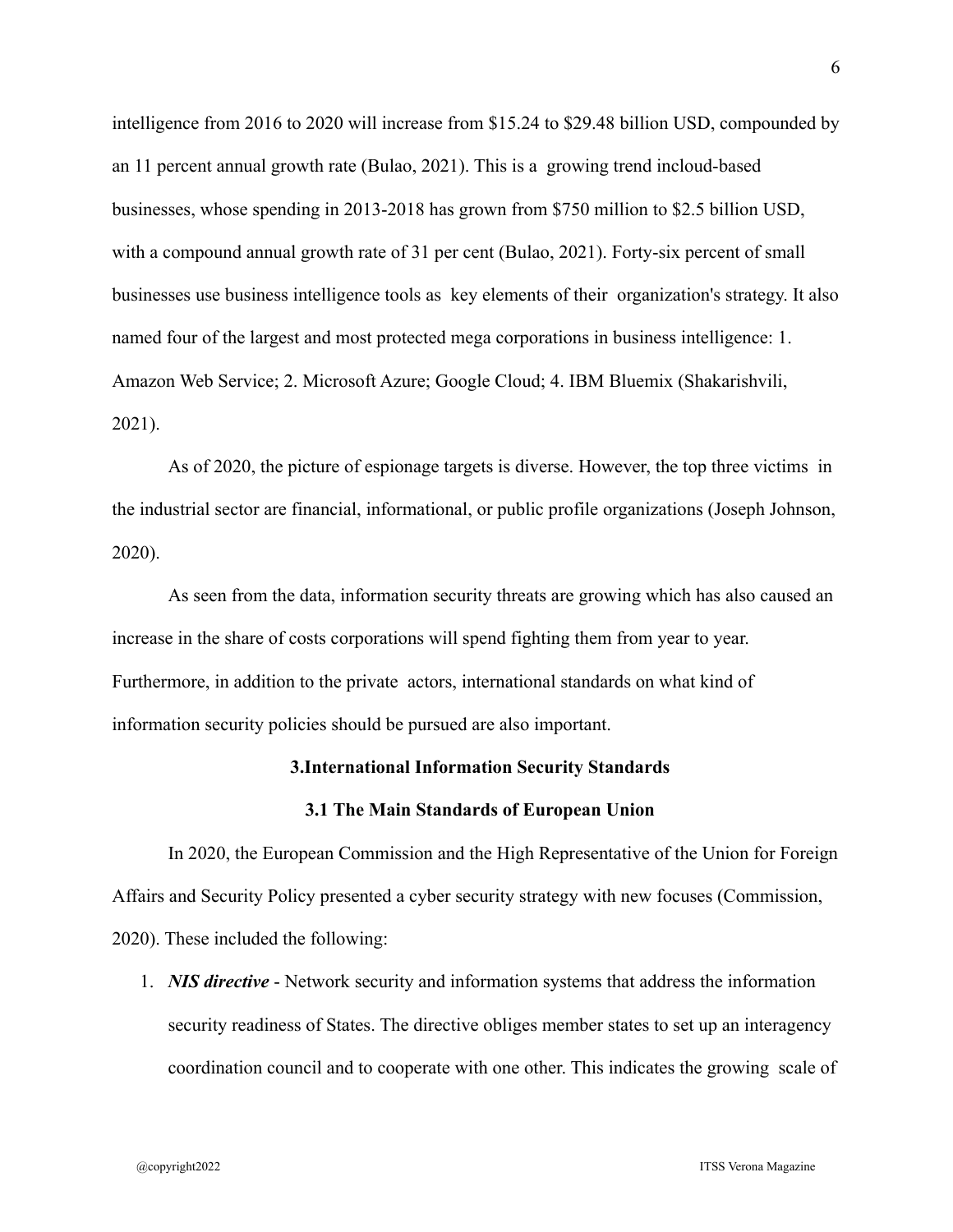intelligence from 2016 to 2020 will increase from $15.24 to $29.48 billion USD, compounded by an 11 percent annual growth rate (Bulao, 2021). This is a growing trend incloud-based businesses, whose spending in 2013-2018 has grown from $750 million to $2.5 billion USD, with a compound annual growth rate of 31 per cent (Bulao, 2021). Forty-six percent of small businesses use business intelligence tools as key elements of their organization's strategy. It also named four of the largest and most protected mega corporations in business intelligence: 1. Amazon Web Service; 2. Microsoft Azure; Google Cloud; 4. IBM Bluemix (Shakarishvili, 2021).

As of 2020, the picture of espionage targets is diverse. However, the top three victims in the industrial sector are financial, informational, or public profile organizations (Joseph Johnson, 2020).

As seen from the data, information security threats are growing which has also caused an increase in the share of costs corporations will spend fighting them from year to year. Furthermore, in addition to the private actors, international standards on what kind of information security policies should be pursued are also important.

## 3.International Information Security Standards

### 3.1 The Main Standards of European Union

In 2020, the European Commission and the High Representative of the Union for Foreign Affairs and Security Policy presented a cyber security strategy with new focuses (Commission, 2020). These included the following:

1. ***NIS directive*** - Network security and information systems that address the information security readiness of States. The directive obliges member states to set up an interagency coordination council and to cooperate with one other. This indicates the growing scale of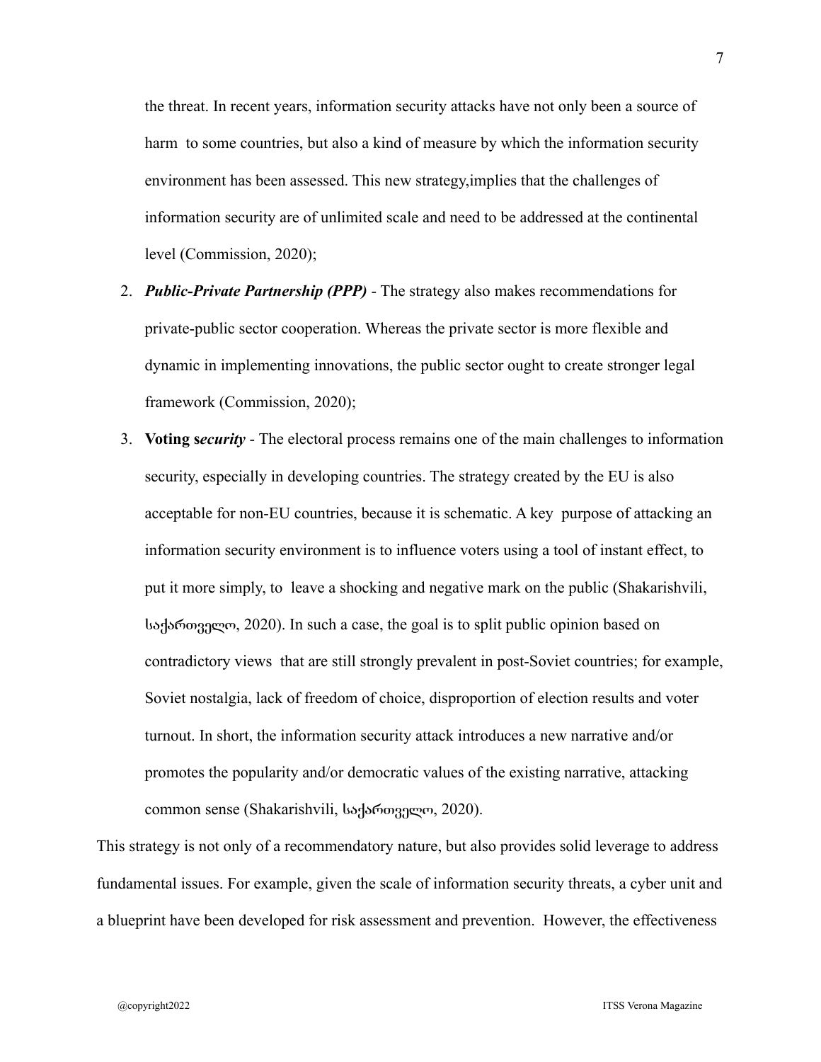the threat. In recent years, information security attacks have not only been a source of harm to some countries, but also a kind of measure by which the information security environment has been assessed. This new strategy,implies that the challenges of information security are of unlimited scale and need to be addressed at the continental level (Commission, 2020);

2. ***Public-Private Partnership (PPP)*** - The strategy also makes recommendations for private-public sector cooperation. Whereas the private sector is more flexible and dynamic in implementing innovations, the public sector ought to create stronger legal framework (Commission, 2020);
3. **Voting s*ecurity*** - The electoral process remains one of the main challenges to information security, especially in developing countries. The strategy created by the EU is also acceptable for non-EU countries, because it is schematic. A key purpose of attacking an information security environment is to influence voters using a tool of instant effect, to put it more simply, to leave a shocking and negative mark on the public (Shakarishvili, საქართველო, 2020). In such a case, the goal is to split public opinion based on contradictory views that are still strongly prevalent in post-Soviet countries; for example, Soviet nostalgia, lack of freedom of choice, disproportion of election results and voter turnout. In short, the information security attack introduces a new narrative and/or promotes the popularity and/or democratic values of the existing narrative, attacking common sense (Shakarishvili, საქართველო, 2020).

This strategy is not only of a recommendatory nature, but also provides solid leverage to address fundamental issues. For example, given the scale of information security threats, a cyber unit and a blueprint have been developed for risk assessment and prevention. However, the effectiveness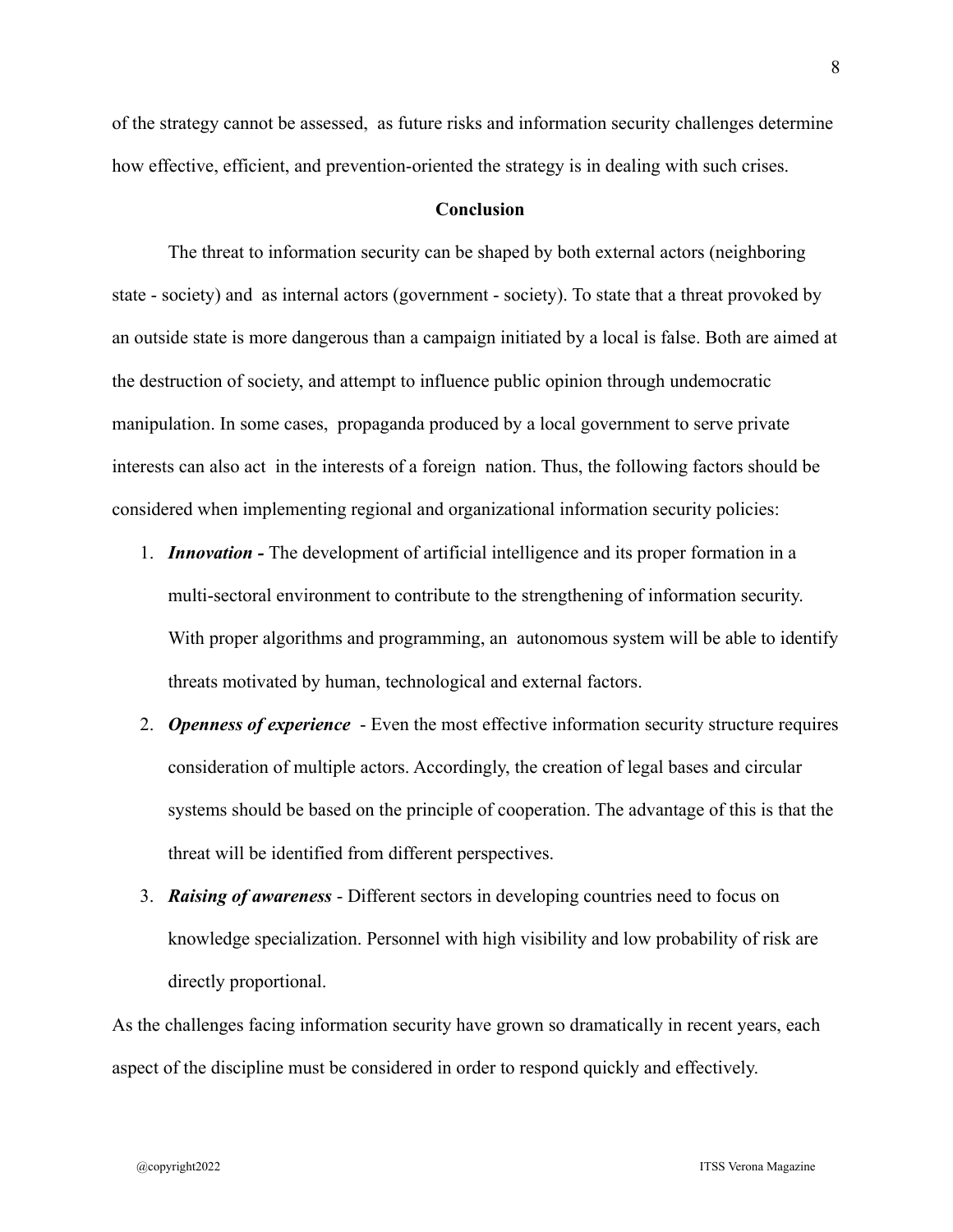of the strategy cannot be assessed, as future risks and information security challenges determine how effective, efficient, and prevention-oriented the strategy is in dealing with such crises.

## Conclusion

The threat to information security can be shaped by both external actors (neighboring state - society) and as internal actors (government - society). To state that a threat provoked by an outside state is more dangerous than a campaign initiated by a local is false. Both are aimed at the destruction of society, and attempt to influence public opinion through undemocratic manipulation. In some cases, propaganda produced by a local government to serve private interests can also act in the interests of a foreign nation. Thus, the following factors should be considered when implementing regional and organizational information security policies:

1. ***Innovation -*** The development of artificial intelligence and its proper formation in a multi-sectoral environment to contribute to the strengthening of information security. With proper algorithms and programming, an autonomous system will be able to identify threats motivated by human, technological and external factors.
2. ***Openness of experience*** - Even the most effective information security structure requires consideration of multiple actors. Accordingly, the creation of legal bases and circular systems should be based on the principle of cooperation. The advantage of this is that the threat will be identified from different perspectives.
3. ***Raising of awareness*** - Different sectors in developing countries need to focus on knowledge specialization. Personnel with high visibility and low probability of risk are directly proportional.

As the challenges facing information security have grown so dramatically in recent years, each aspect of the discipline must be considered in order to respond quickly and effectively.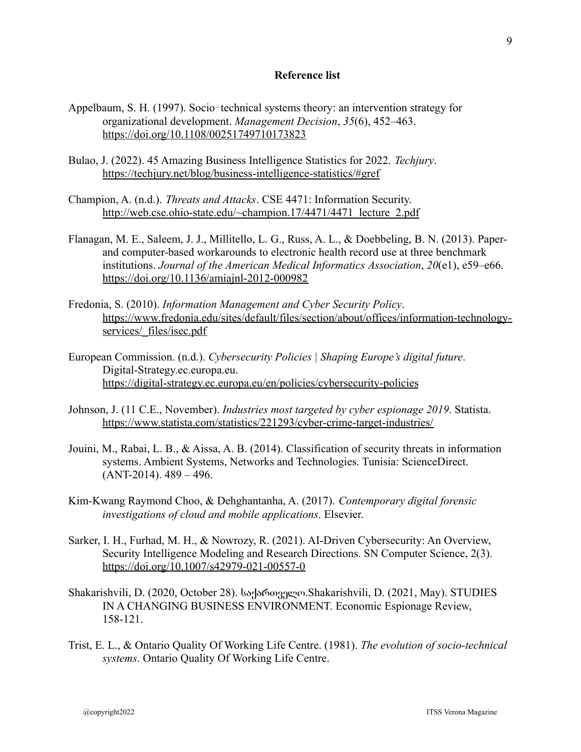## Reference list

Appelbaum, S. H. (1997). Socio‐technical systems theory: an intervention strategy for organizational development. *Management Decision*, *35*(6), 452–463. https://doi.org/10.1108/00251749710173823

Bulao, J. (2022). 45 Amazing Business Intelligence Statistics for 2022. *Techjury*. https://techjury.net/blog/business-intelligence-statistics/#gref

Champion, A. (n.d.). *Threats and Attacks*. CSE 4471: Information Security. http://web.cse.ohio-state.edu/~champion.17/4471/4471_lecture_2.pdf

Flanagan, M. E., Saleem, J. J., Millitello, L. G., Russ, A. L., & Doebbeling, B. N. (2013). Paper- and computer-based workarounds to electronic health record use at three benchmark institutions. *Journal of the American Medical Informatics Association*, *20*(e1), e59–e66. https://doi.org/10.1136/amiajnl-2012-000982

Fredonia, S. (2010). *Information Management and Cyber Security Policy*. https://www.fredonia.edu/sites/default/files/section/about/offices/information-technology-services/_files/isec.pdf

European Commission. (n.d.). *Cybersecurity Policies | Shaping Europe's digital future*. Digital-Strategy.ec.europa.eu. https://digital-strategy.ec.europa.eu/en/policies/cybersecurity-policies

Johnson, J. (11 C.E., November). *Industries most targeted by cyber espionage 2019*. Statista. https://www.statista.com/statistics/221293/cyber-crime-target-industries/

Jouini, M., Rabai, L. B., & Aissa, A. B. (2014). Classification of security threats in information systems. Ambient Systems, Networks and Technologies. Tunisia: ScienceDirect. (ANT-2014). 489 – 496.

Kim-Kwang Raymond Choo, & Dehghantanha, A. (2017). *Contemporary digital forensic investigations of cloud and mobile applications*. Elsevier.

Sarker, I. H., Furhad, M. H., & Nowrozy, R. (2021). AI-Driven Cybersecurity: An Overview, Security Intelligence Modeling and Research Directions. SN Computer Science, 2(3). https://doi.org/10.1007/s42979-021-00557-0

Shakarishvili, D. (2020, October 28). საქართველო.Shakarishvili, D. (2021, May). STUDIES IN A CHANGING BUSINESS ENVIRONMENT. Economic Espionage Review, 158-121.

Trist, E. L., & Ontario Quality Of Working Life Centre. (1981). *The evolution of socio-technical systems*. Ontario Quality Of Working Life Centre.